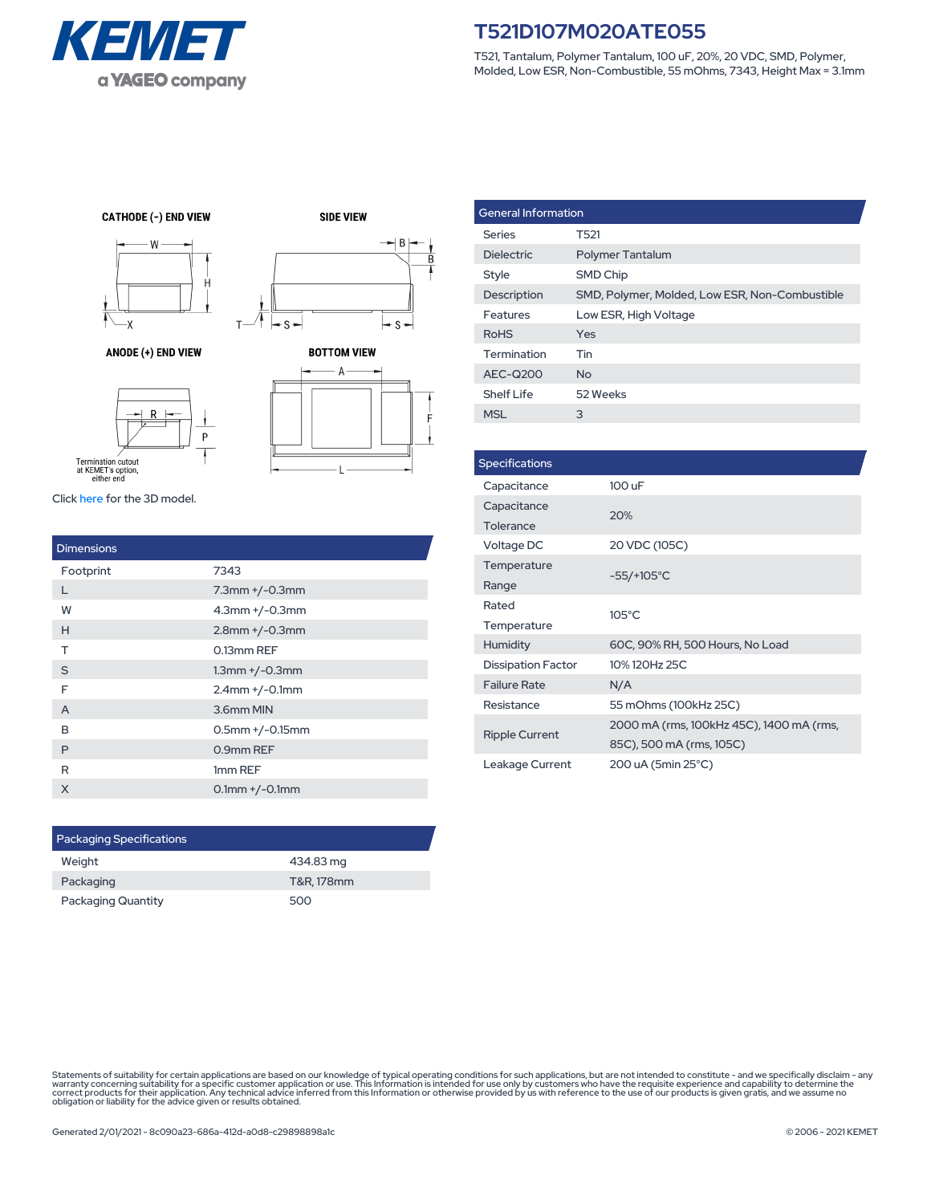KEMET
a YAGEO company

# T521D107M020ATE055

T521, Tantalum, Polymer Tantalum, 100 uF, 20%, 20 VDC, SMD, Polymer, Molded, Low ESR, Non-Combustible, 55 mOhms, 7343, Height Max = 3.1mm

CATHODE (-) END VIEW

SIDE VIEW

ANODE (+) END VIEW

BOTTOM VIEW

Termination cutout at KEMET's option, either end

Click here for the 3D model.

| Dimensions | |
|---|---|
| Footprint | 7343 |
| L | 7.3mm +/-0.3mm |
| W | 4.3mm +/-0.3mm |
| H | 2.8mm +/-0.3mm |
| T | 0.13mm REF |
| S | 1.3mm +/-0.3mm |
| F | 2.4mm +/-0.1mm |
| A | 3.6mm MIN |
| B | 0.5mm +/-0.15mm |
| P | 0.9mm REF |
| R | 1mm REF |
| X | 0.1mm +/-0.1mm |

| Packaging Specifications | |
|---|---|
| Weight | 434.83 mg |
| Packaging | T&R, 178mm |
| Packaging Quantity | 500 |

| General Information | |
|---|---|
| Series | T521 |
| Dielectric | Polymer Tantalum |
| Style | SMD Chip |
| Description | SMD, Polymer, Molded, Low ESR, Non-Combustible |
| Features | Low ESR, High Voltage |
| RoHS | Yes |
| Termination | Tin |
| AEC-Q200 | No |
| Shelf Life | 52 Weeks |
| MSL | 3 |

| Specifications | |
|---|---|
| Capacitance | 100 uF |
| Capacitance Tolerance | 20% |
| Voltage DC | 20 VDC (105C) |
| Temperature Range | -55/+105°C |
| Rated Temperature | 105°C |
| Humidity | 60C, 90% RH, 500 Hours, No Load |
| Dissipation Factor | 10% 120Hz 25C |
| Failure Rate | N/A |
| Resistance | 55 mOhms (100kHz 25C) |
| Ripple Current | 2000 mA (rms, 100kHz 45C), 1400 mA (rms, 85C), 500 mA (rms, 105C) |
| Leakage Current | 200 uA (5min 25°C) |

Statements of suitability for certain applications are based on our knowledge of typical operating conditions for such applications, but are not intended to constitute - and we specifically disclaim - any warranty concerning suitability for a specific customer application or use. This Information is intended for use only by customers who have the requisite experience and capability to determine the correct products for their application. Any technical advice inferred from this Information or otherwise provided by us with reference to the use of our products is given gratis, and we assume no obligation or liability for the advice given or results obtained.

Generated 2/01/2021 - 8c090a23-686a-412d-a0d8-c29898898a1c

© 2006 - 2021 KEMET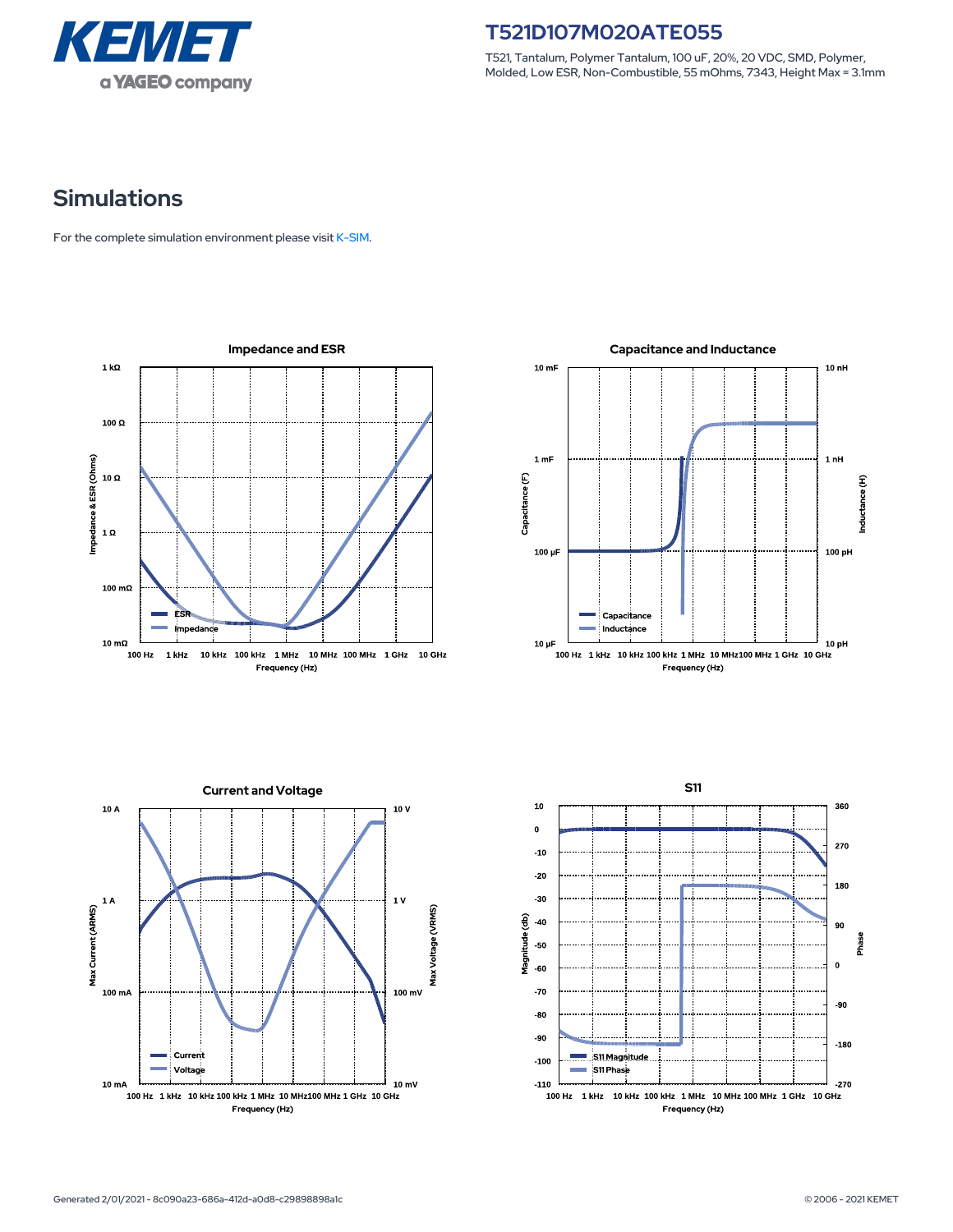# KEMET

a YAGEO company

## T521D107M020ATE055

T521, Tantalum, Polymer Tantalum, 100 uF, 20%, 20 VDC, SMD, Polymer, Molded, Low ESR, Non-Combustible, 55 mOhms, 7343, Height Max = 3.1mm

# Simulations

For the complete simulation environment please visit K-SIM.

### Impedance and ESR

### Capacitance and Inductance

### Current and Voltage

### S11

Generated 2/01/2021 - 8c090a23-686a-412d-a0d8-c29898898a1c

© 2006 - 2021 KEMET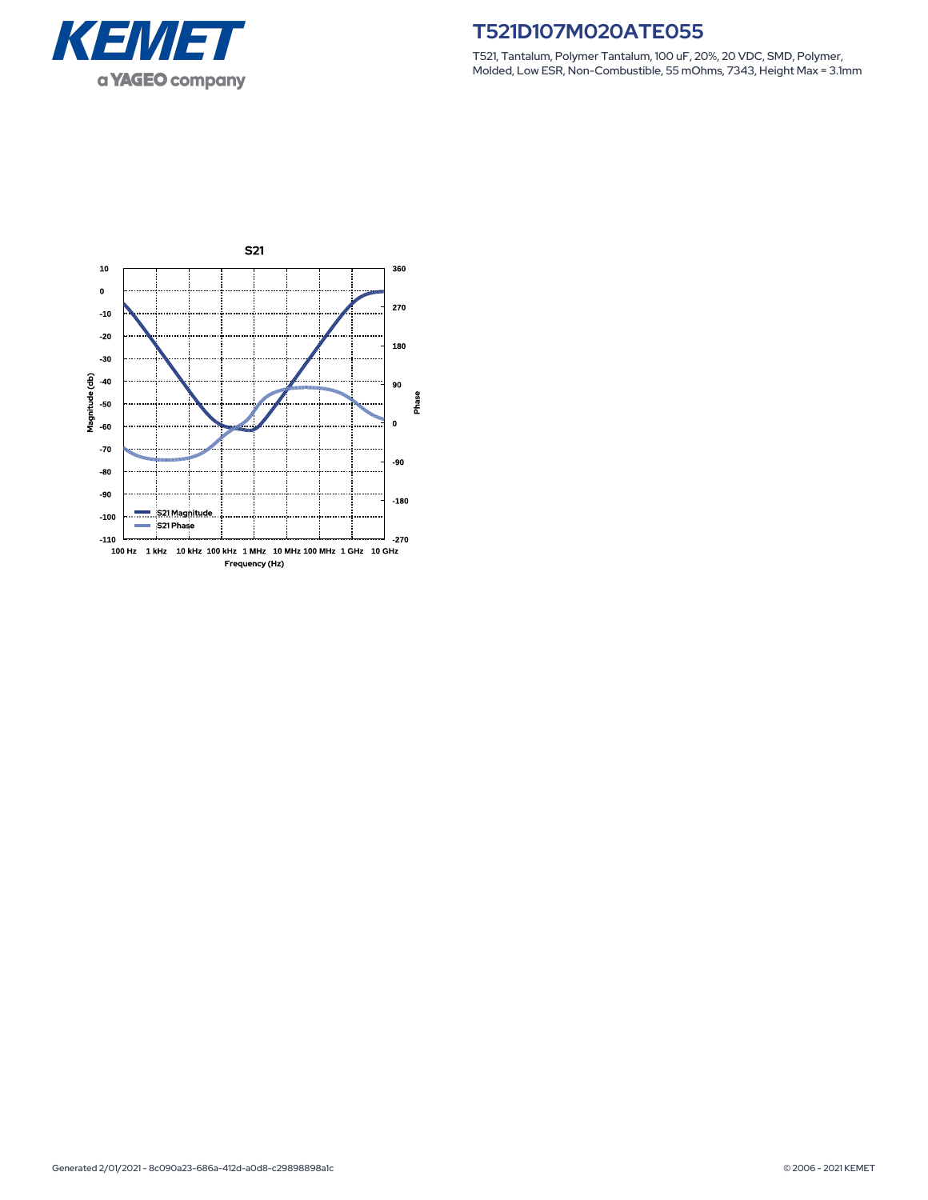# T521D107M020ATE055

T521, Tantalum, Polymer Tantalum, 100 uF, 20%, 20 VDC, SMD, Polymer, Molded, Low ESR, Non-Combustible, 55 mOhms, 7343, Height Max = 3.1mm

S21

Magnitude (db): 10, 0, -10, -20, -30, -40, -50, -60, -70, -80, -90, -100, -110

Phase: 360, 270, 180, 90, 0, -90, -180, -270

Frequency (Hz): 100 Hz, 1 kHz, 10 kHz, 100 kHz, 1 MHz, 10 MHz, 100 MHz, 1 GHz, 10 GHz

S21 Magnitude
S21 Phase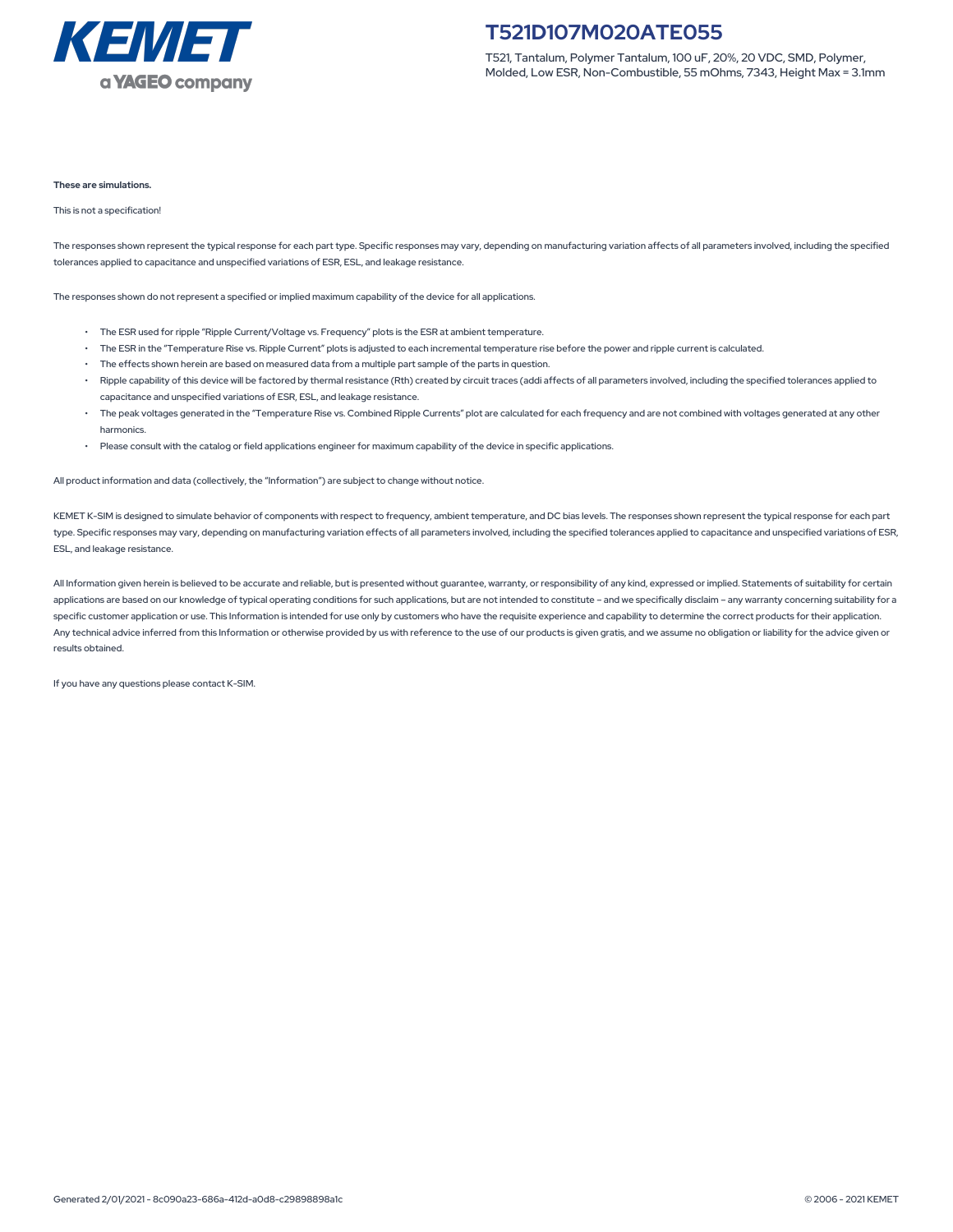# T521D107M020ATE055

T521, Tantalum, Polymer Tantalum, 100 uF, 20%, 20 VDC, SMD, Polymer, Molded, Low ESR, Non-Combustible, 55 mOhms, 7343, Height Max = 3.1mm

**These are simulations.**

This is not a specification!

The responses shown represent the typical response for each part type. Specific responses may vary, depending on manufacturing variation affects of all parameters involved, including the specified tolerances applied to capacitance and unspecified variations of ESR, ESL, and leakage resistance.

The responses shown do not represent a specified or implied maximum capability of the device for all applications.

- The ESR used for ripple "Ripple Current/Voltage vs. Frequency" plots is the ESR at ambient temperature.
- The ESR in the "Temperature Rise vs. Ripple Current" plots is adjusted to each incremental temperature rise before the power and ripple current is calculated.
- The effects shown herein are based on measured data from a multiple part sample of the parts in question.
- Ripple capability of this device will be factored by thermal resistance (Rth) created by circuit traces (addi affects of all parameters involved, including the specified tolerances applied to capacitance and unspecified variations of ESR, ESL, and leakage resistance.
- The peak voltages generated in the "Temperature Rise vs. Combined Ripple Currents" plot are calculated for each frequency and are not combined with voltages generated at any other harmonics.
- Please consult with the catalog or field applications engineer for maximum capability of the device in specific applications.

All product information and data (collectively, the "Information") are subject to change without notice.

KEMET K-SIM is designed to simulate behavior of components with respect to frequency, ambient temperature, and DC bias levels. The responses shown represent the typical response for each part type. Specific responses may vary, depending on manufacturing variation effects of all parameters involved, including the specified tolerances applied to capacitance and unspecified variations of ESR, ESL, and leakage resistance.

All Information given herein is believed to be accurate and reliable, but is presented without guarantee, warranty, or responsibility of any kind, expressed or implied. Statements of suitability for certain applications are based on our knowledge of typical operating conditions for such applications, but are not intended to constitute – and we specifically disclaim – any warranty concerning suitability for a specific customer application or use. This Information is intended for use only by customers who have the requisite experience and capability to determine the correct products for their application. Any technical advice inferred from this Information or otherwise provided by us with reference to the use of our products is given gratis, and we assume no obligation or liability for the advice given or results obtained.

If you have any questions please contact K-SIM.

Generated 2/01/2021 - 8c090a23-686a-412d-a0d8-c29898898a1c

© 2006 - 2021 KEMET